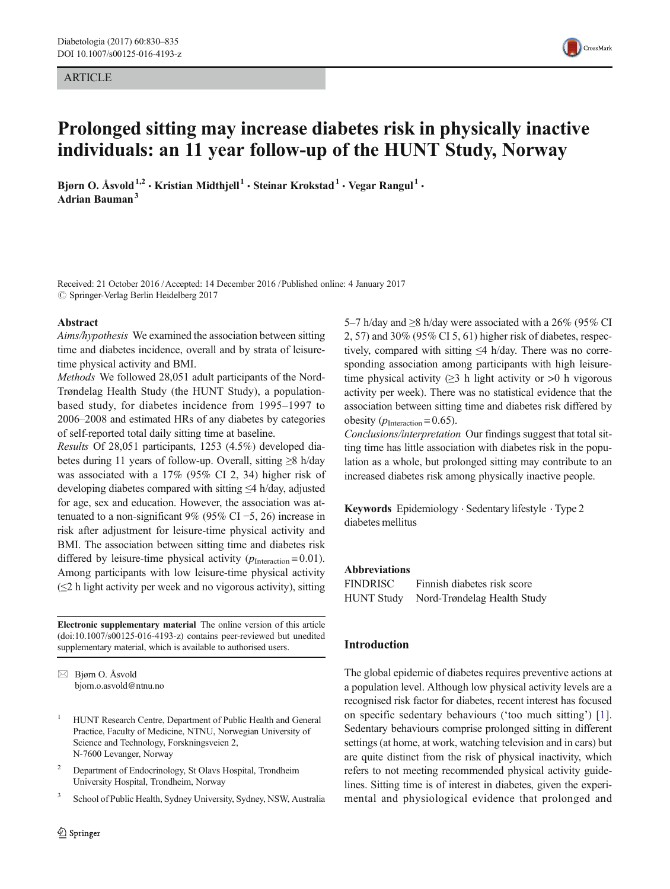ARTICLE

# Prolonged sitting may increase diabetes risk in physically inactive individuals: an 11 year follow-up of the HUNT Study, Norway

**Bjørn O. Åsvold[1,2] · Kristian Midthjell[1] · Steinar Krokstad[1] · Vegar Rangul[1] · Adrian Bauman[3]**

Received: 21 October 2016 / Accepted: 14 December 2016 / Published online: 4 January 2017
© Springer-Verlag Berlin Heidelberg 2017

## Abstract

*Aims/hypothesis* We examined the association between sitting time and diabetes incidence, overall and by strata of leisure-time physical activity and BMI.

*Methods* We followed 28,051 adult participants of the Nord-Trøndelag Health Study (the HUNT Study), a population-based study, for diabetes incidence from 1995–1997 to 2006–2008 and estimated HRs of any diabetes by categories of self-reported total daily sitting time at baseline.

*Results* Of 28,051 participants, 1253 (4.5%) developed diabetes during 11 years of follow-up. Overall, sitting ≥8 h/day was associated with a 17% (95% CI 2, 34) higher risk of developing diabetes compared with sitting ≤4 h/day, adjusted for age, sex and education. However, the association was attenuated to a non-significant 9% (95% CI −5, 26) increase in risk after adjustment for leisure-time physical activity and BMI. The association between sitting time and diabetes risk differed by leisure-time physical activity ($p_{\text{Interaction}} = 0.01$). Among participants with low leisure-time physical activity (≤2 h light activity per week and no vigorous activity), sitting 5–7 h/day and ≥8 h/day were associated with a 26% (95% CI 2, 57) and 30% (95% CI 5, 61) higher risk of diabetes, respectively, compared with sitting ≤4 h/day. There was no corresponding association among participants with high leisure-time physical activity (≥3 h light activity or >0 h vigorous activity per week). There was no statistical evidence that the association between sitting time and diabetes risk differed by obesity ($p_{\text{Interaction}} = 0.65$).

*Conclusions/interpretation* Our findings suggest that total sitting time has little association with diabetes risk in the population as a whole, but prolonged sitting may contribute to an increased diabetes risk among physically inactive people.

**Keywords** Epidemiology · Sedentary lifestyle · Type 2 diabetes mellitus

**Abbreviations**

| | |
|---|---|
| FINDRISC | Finnish diabetes risk score |
| HUNT Study | Nord-Trøndelag Health Study |

**Electronic supplementary material** The online version of this article (doi:10.1007/s00125-016-4193-z) contains peer-reviewed but unedited supplementary material, which is available to authorised users.

✉ Bjørn O. Åsvold
bjorn.o.asvold@ntnu.no

[1] HUNT Research Centre, Department of Public Health and General Practice, Faculty of Medicine, NTNU, Norwegian University of Science and Technology, Forskningsveien 2, N-7600 Levanger, Norway

[2] Department of Endocrinology, St Olavs Hospital, Trondheim University Hospital, Trondheim, Norway

[3] School of Public Health, Sydney University, Sydney, NSW, Australia

## Introduction

The global epidemic of diabetes requires preventive actions at a population level. Although low physical activity levels are a recognised risk factor for diabetes, recent interest has focused on specific sedentary behaviours ('too much sitting') [1]. Sedentary behaviours comprise prolonged sitting in different settings (at home, at work, watching television and in cars) but are quite distinct from the risk of physical inactivity, which refers to not meeting recommended physical activity guidelines. Sitting time is of interest in diabetes, given the experimental and physiological evidence that prolonged and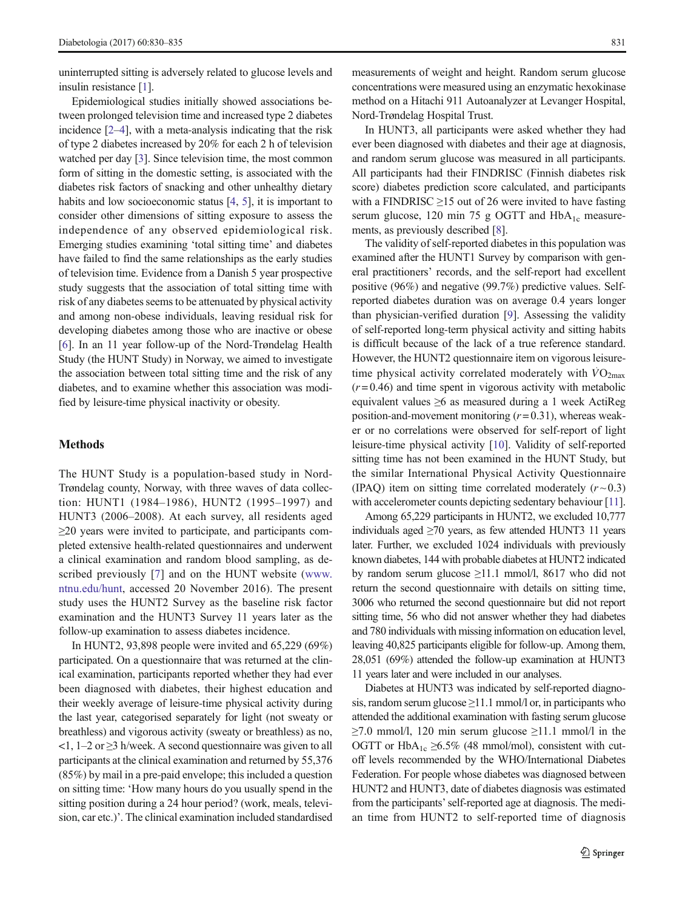uninterrupted sitting is adversely related to glucose levels and insulin resistance [1].

Epidemiological studies initially showed associations between prolonged television time and increased type 2 diabetes incidence [2–4], with a meta-analysis indicating that the risk of type 2 diabetes increased by 20% for each 2 h of television watched per day [3]. Since television time, the most common form of sitting in the domestic setting, is associated with the diabetes risk factors of snacking and other unhealthy dietary habits and low socioeconomic status [4, 5], it is important to consider other dimensions of sitting exposure to assess the independence of any observed epidemiological risk. Emerging studies examining 'total sitting time' and diabetes have failed to find the same relationships as the early studies of television time. Evidence from a Danish 5 year prospective study suggests that the association of total sitting time with risk of any diabetes seems to be attenuated by physical activity and among non-obese individuals, leaving residual risk for developing diabetes among those who are inactive or obese [6]. In an 11 year follow-up of the Nord-Trøndelag Health Study (the HUNT Study) in Norway, we aimed to investigate the association between total sitting time and the risk of any diabetes, and to examine whether this association was modified by leisure-time physical inactivity or obesity.

## Methods

The HUNT Study is a population-based study in Nord-Trøndelag county, Norway, with three waves of data collection: HUNT1 (1984–1986), HUNT2 (1995–1997) and HUNT3 (2006–2008). At each survey, all residents aged ≥20 years were invited to participate, and participants completed extensive health-related questionnaires and underwent a clinical examination and random blood sampling, as described previously [7] and on the HUNT website (www.ntnu.edu/hunt, accessed 20 November 2016). The present study uses the HUNT2 Survey as the baseline risk factor examination and the HUNT3 Survey 11 years later as the follow-up examination to assess diabetes incidence.

In HUNT2, 93,898 people were invited and 65,229 (69%) participated. On a questionnaire that was returned at the clinical examination, participants reported whether they had ever been diagnosed with diabetes, their highest education and their weekly average of leisure-time physical activity during the last year, categorised separately for light (not sweaty or breathless) and vigorous activity (sweaty or breathless) as no, <1, 1–2 or ≥3 h/week. A second questionnaire was given to all participants at the clinical examination and returned by 55,376 (85%) by mail in a pre-paid envelope; this included a question on sitting time: 'How many hours do you usually spend in the sitting position during a 24 hour period? (work, meals, television, car etc.)'. The clinical examination included standardised measurements of weight and height. Random serum glucose concentrations were measured using an enzymatic hexokinase method on a Hitachi 911 Autoanalyzer at Levanger Hospital, Nord-Trøndelag Hospital Trust.

In HUNT3, all participants were asked whether they had ever been diagnosed with diabetes and their age at diagnosis, and random serum glucose was measured in all participants. All participants had their FINDRISC (Finnish diabetes risk score) diabetes prediction score calculated, and participants with a FINDRISC ≥15 out of 26 were invited to have fasting serum glucose, 120 min 75 g OGTT and $HbA_{1c}$ measurements, as previously described [8].

The validity of self-reported diabetes in this population was examined after the HUNT1 Survey by comparison with general practitioners' records, and the self-report had excellent positive (96%) and negative (99.7%) predictive values. Self-reported diabetes duration was on average 0.4 years longer than physician-verified duration [9]. Assessing the validity of self-reported long-term physical activity and sitting habits is difficult because of the lack of a true reference standard. However, the HUNT2 questionnaire item on vigorous leisure-time physical activity correlated moderately with $\dot{V}O_{2max}$ ($r = 0.46$) and time spent in vigorous activity with metabolic equivalent values ≥6 as measured during a 1 week ActiReg position-and-movement monitoring ($r = 0.31$), whereas weaker or no correlations were observed for self-report of light leisure-time physical activity [10]. Validity of self-reported sitting time has not been examined in the HUNT Study, but the similar International Physical Activity Questionnaire (IPAQ) item on sitting time correlated moderately ($r \sim 0.3$) with accelerometer counts depicting sedentary behaviour [11].

Among 65,229 participants in HUNT2, we excluded 10,777 individuals aged ≥70 years, as few attended HUNT3 11 years later. Further, we excluded 1024 individuals with previously known diabetes, 144 with probable diabetes at HUNT2 indicated by random serum glucose ≥11.1 mmol/l, 8617 who did not return the second questionnaire with details on sitting time, 3006 who returned the second questionnaire but did not report sitting time, 56 who did not answer whether they had diabetes and 780 individuals with missing information on education level, leaving 40,825 participants eligible for follow-up. Among them, 28,051 (69%) attended the follow-up examination at HUNT3 11 years later and were included in our analyses.

Diabetes at HUNT3 was indicated by self-reported diagnosis, random serum glucose ≥11.1 mmol/l or, in participants who attended the additional examination with fasting serum glucose ≥7.0 mmol/l, 120 min serum glucose ≥11.1 mmol/l in the OGTT or $HbA_{1c}$ ≥6.5% (48 mmol/mol), consistent with cut-off levels recommended by the WHO/International Diabetes Federation. For people whose diabetes was diagnosed between HUNT2 and HUNT3, date of diabetes diagnosis was estimated from the participants' self-reported age at diagnosis. The median time from HUNT2 to self-reported time of diagnosis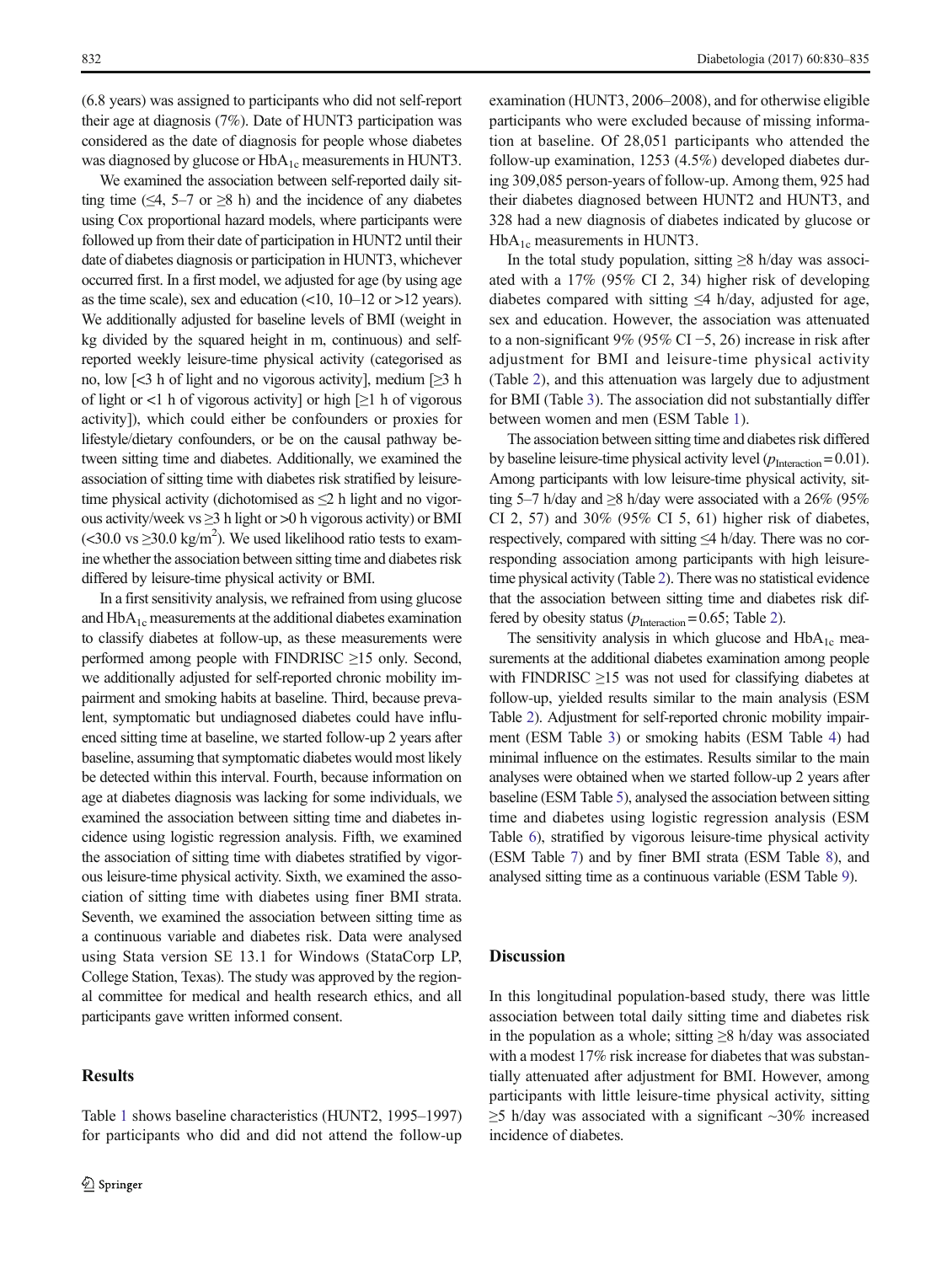(6.8 years) was assigned to participants who did not self-report their age at diagnosis (7%). Date of HUNT3 participation was considered as the date of diagnosis for people whose diabetes was diagnosed by glucose or $HbA_{1c}$ measurements in HUNT3.

We examined the association between self-reported daily sitting time (≤4, 5–7 or ≥8 h) and the incidence of any diabetes using Cox proportional hazard models, where participants were followed up from their date of participation in HUNT2 until their date of diabetes diagnosis or participation in HUNT3, whichever occurred first. In a first model, we adjusted for age (by using age as the time scale), sex and education (<10, 10–12 or >12 years). We additionally adjusted for baseline levels of BMI (weight in kg divided by the squared height in m, continuous) and self-reported weekly leisure-time physical activity (categorised as no, low [<3 h of light and no vigorous activity], medium [≥3 h of light or <1 h of vigorous activity] or high [≥1 h of vigorous activity]), which could either be confounders or proxies for lifestyle/dietary confounders, or be on the causal pathway between sitting time and diabetes. Additionally, we examined the association of sitting time with diabetes risk stratified by leisure-time physical activity (dichotomised as ≤2 h light and no vigorous activity/week vs ≥3 h light or >0 h vigorous activity) or BMI (<30.0 vs ≥30.0 kg/m$^2$). We used likelihood ratio tests to examine whether the association between sitting time and diabetes risk differed by leisure-time physical activity or BMI.

In a first sensitivity analysis, we refrained from using glucose and $HbA_{1c}$ measurements at the additional diabetes examination to classify diabetes at follow-up, as these measurements were performed among people with FINDRISC ≥15 only. Second, we additionally adjusted for self-reported chronic mobility impairment and smoking habits at baseline. Third, because prevalent, symptomatic but undiagnosed diabetes could have influenced sitting time at baseline, we started follow-up 2 years after baseline, assuming that symptomatic diabetes would most likely be detected within this interval. Fourth, because information on age at diabetes diagnosis was lacking for some individuals, we examined the association between sitting time and diabetes incidence using logistic regression analysis. Fifth, we examined the association of sitting time with diabetes stratified by vigorous leisure-time physical activity. Sixth, we examined the association of sitting time with diabetes using finer BMI strata. Seventh, we examined the association between sitting time as a continuous variable and diabetes risk. Data were analysed using Stata version SE 13.1 for Windows (StataCorp LP, College Station, Texas). The study was approved by the regional committee for medical and health research ethics, and all participants gave written informed consent.

## Results

Table 1 shows baseline characteristics (HUNT2, 1995–1997) for participants who did and did not attend the follow-up examination (HUNT3, 2006–2008), and for otherwise eligible participants who were excluded because of missing information at baseline. Of 28,051 participants who attended the follow-up examination, 1253 (4.5%) developed diabetes during 309,085 person-years of follow-up. Among them, 925 had their diabetes diagnosed between HUNT2 and HUNT3, and 328 had a new diagnosis of diabetes indicated by glucose or $HbA_{1c}$ measurements in HUNT3.

In the total study population, sitting ≥8 h/day was associated with a 17% (95% CI 2, 34) higher risk of developing diabetes compared with sitting ≤4 h/day, adjusted for age, sex and education. However, the association was attenuated to a non-significant 9% (95% CI −5, 26) increase in risk after adjustment for BMI and leisure-time physical activity (Table 2), and this attenuation was largely due to adjustment for BMI (Table 3). The association did not substantially differ between women and men (ESM Table 1).

The association between sitting time and diabetes risk differed by baseline leisure-time physical activity level ($p_{\text{Interaction}} = 0.01$). Among participants with low leisure-time physical activity, sitting 5–7 h/day and ≥8 h/day were associated with a 26% (95% CI 2, 57) and 30% (95% CI 5, 61) higher risk of diabetes, respectively, compared with sitting ≤4 h/day. There was no corresponding association among participants with high leisure-time physical activity (Table 2). There was no statistical evidence that the association between sitting time and diabetes risk differed by obesity status ($p_{\text{Interaction}} = 0.65$; Table 2).

The sensitivity analysis in which glucose and $HbA_{1c}$ measurements at the additional diabetes examination among people with FINDRISC ≥15 was not used for classifying diabetes at follow-up, yielded results similar to the main analysis (ESM Table 2). Adjustment for self-reported chronic mobility impairment (ESM Table 3) or smoking habits (ESM Table 4) had minimal influence on the estimates. Results similar to the main analyses were obtained when we started follow-up 2 years after baseline (ESM Table 5), analysed the association between sitting time and diabetes using logistic regression analysis (ESM Table 6), stratified by vigorous leisure-time physical activity (ESM Table 7) and by finer BMI strata (ESM Table 8), and analysed sitting time as a continuous variable (ESM Table 9).

## Discussion

In this longitudinal population-based study, there was little association between total daily sitting time and diabetes risk in the population as a whole; sitting ≥8 h/day was associated with a modest 17% risk increase for diabetes that was substantially attenuated after adjustment for BMI. However, among participants with little leisure-time physical activity, sitting ≥5 h/day was associated with a significant ~30% increased incidence of diabetes.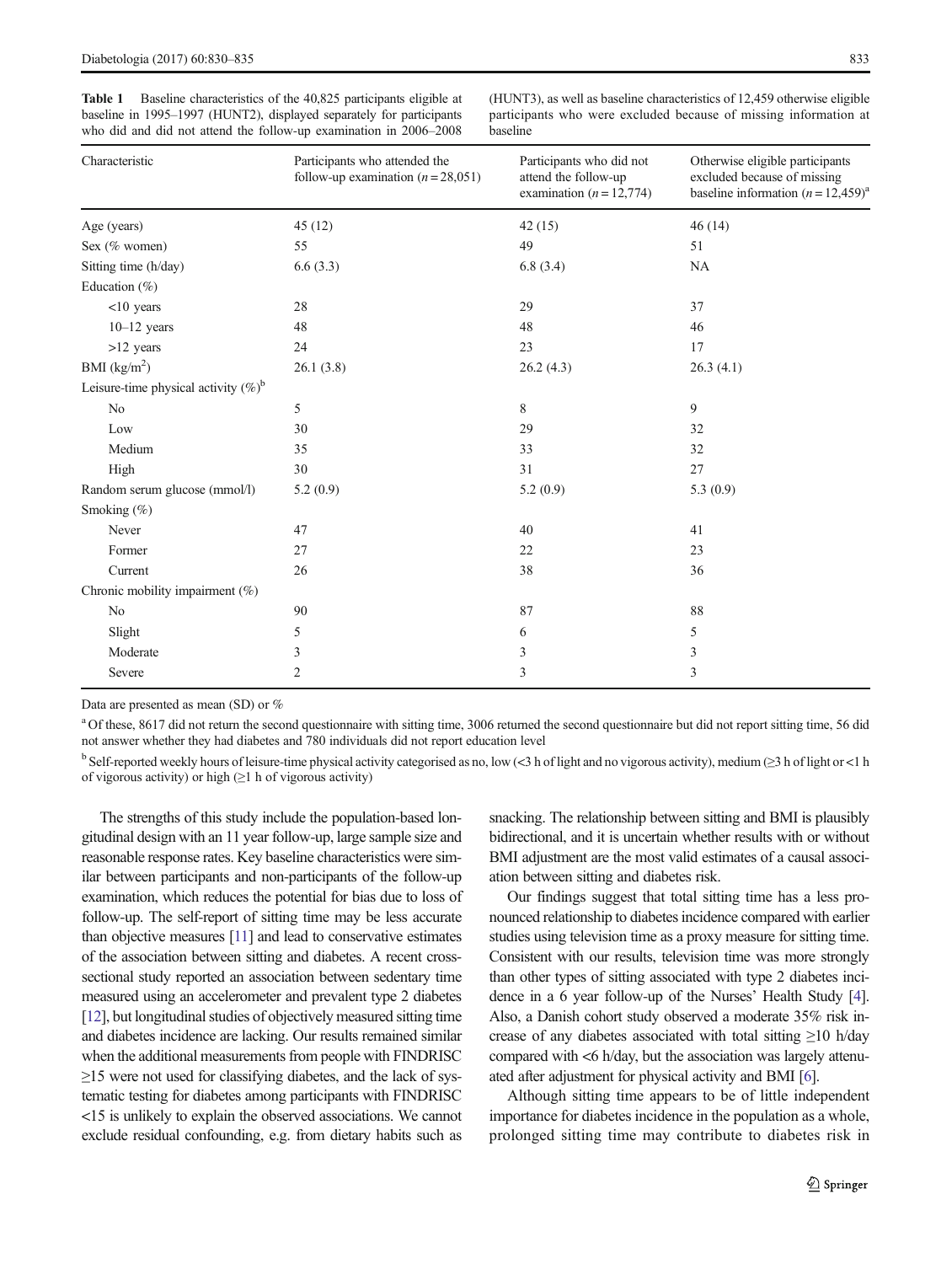**Table 1** Baseline characteristics of the 40,825 participants eligible at baseline in 1995–1997 (HUNT2), displayed separately for participants who did and did not attend the follow-up examination in 2006–2008 (HUNT3), as well as baseline characteristics of 12,459 otherwise eligible participants who were excluded because of missing information at baseline

| Characteristic | Participants who attended the follow-up examination ($n = 28{,}051$) | Participants who did not attend the follow-up examination ($n = 12{,}774$) | Otherwise eligible participants excluded because of missing baseline information ($n = 12{,}459$)[a] |
|---|---|---|---|
| Age (years) | 45 (12) | 42 (15) | 46 (14) |
| Sex (% women) | 55 | 49 | 51 |
| Sitting time (h/day) | 6.6 (3.3) | 6.8 (3.4) | NA |
| Education (%) | | | |
| <10 years | 28 | 29 | 37 |
| 10–12 years | 48 | 48 | 46 |
| >12 years | 24 | 23 | 17 |
| BMI (kg/m$^2$) | 26.1 (3.8) | 26.2 (4.3) | 26.3 (4.1) |
| Leisure-time physical activity (%)[b] | | | |
| No | 5 | 8 | 9 |
| Low | 30 | 29 | 32 |
| Medium | 35 | 33 | 32 |
| High | 30 | 31 | 27 |
| Random serum glucose (mmol/l) | 5.2 (0.9) | 5.2 (0.9) | 5.3 (0.9) |
| Smoking (%) | | | |
| Never | 47 | 40 | 41 |
| Former | 27 | 22 | 23 |
| Current | 26 | 38 | 36 |
| Chronic mobility impairment (%) | | | |
| No | 90 | 87 | 88 |
| Slight | 5 | 6 | 5 |
| Moderate | 3 | 3 | 3 |
| Severe | 2 | 3 | 3 |

Data are presented as mean (SD) or %

[a] Of these, 8617 did not return the second questionnaire with sitting time, 3006 returned the second questionnaire but did not report sitting time, 56 did not answer whether they had diabetes and 780 individuals did not report education level

[b] Self-reported weekly hours of leisure-time physical activity categorised as no, low (<3 h of light and no vigorous activity), medium (≥3 h of light or <1 h of vigorous activity) or high (≥1 h of vigorous activity)

The strengths of this study include the population-based longitudinal design with an 11 year follow-up, large sample size and reasonable response rates. Key baseline characteristics were similar between participants and non-participants of the follow-up examination, which reduces the potential for bias due to loss of follow-up. The self-report of sitting time may be less accurate than objective measures [11] and lead to conservative estimates of the association between sitting and diabetes. A recent cross-sectional study reported an association between sedentary time measured using an accelerometer and prevalent type 2 diabetes [12], but longitudinal studies of objectively measured sitting time and diabetes incidence are lacking. Our results remained similar when the additional measurements from people with FINDRISC ≥15 were not used for classifying diabetes, and the lack of systematic testing for diabetes among participants with FINDRISC <15 is unlikely to explain the observed associations. We cannot exclude residual confounding, e.g. from dietary habits such as snacking. The relationship between sitting and BMI is plausibly bidirectional, and it is uncertain whether results with or without BMI adjustment are the most valid estimates of a causal association between sitting and diabetes risk.

Our findings suggest that total sitting time has a less pronounced relationship to diabetes incidence compared with earlier studies using television time as a proxy measure for sitting time. Consistent with our results, television time was more strongly than other types of sitting associated with type 2 diabetes incidence in a 6 year follow-up of the Nurses' Health Study [4]. Also, a Danish cohort study observed a moderate 35% risk increase of any diabetes associated with total sitting ≥10 h/day compared with <6 h/day, but the association was largely attenuated after adjustment for physical activity and BMI [6].

Although sitting time appears to be of little independent importance for diabetes incidence in the population as a whole, prolonged sitting time may contribute to diabetes risk in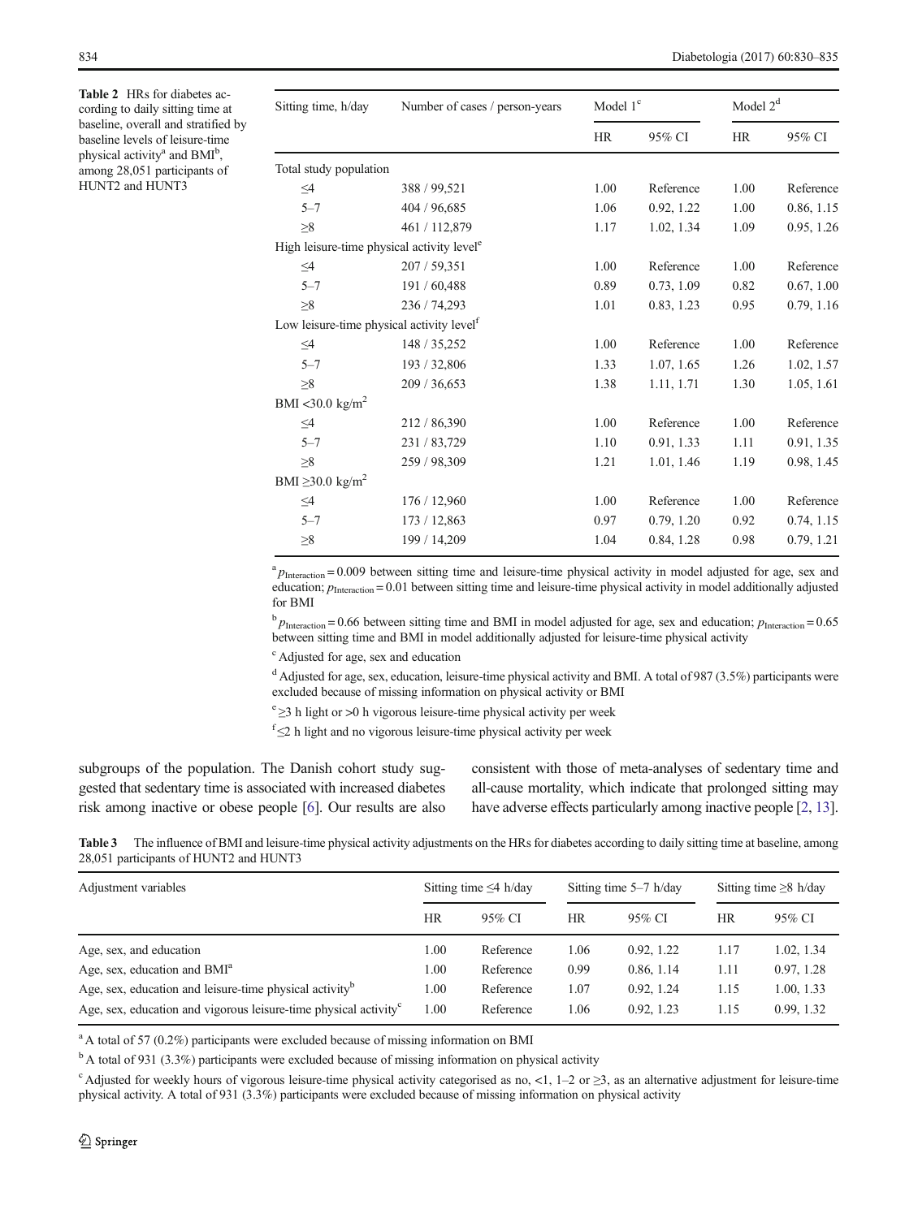**Table 2** HRs for diabetes according to daily sitting time at baseline, overall and stratified by baseline levels of leisure-time physical activity[a] and BMI[b], among 28,051 participants of HUNT2 and HUNT3

| Sitting time, h/day | Number of cases / person-years | Model 1[c] | | Model 2[d] | |
|---|---|---|---|---|---|
| | | HR | 95% CI | HR | 95% CI |
| Total study population | | | | | |
| ≤4 | 388 / 99,521 | 1.00 | Reference | 1.00 | Reference |
| 5–7 | 404 / 96,685 | 1.06 | 0.92, 1.22 | 1.00 | 0.86, 1.15 |
| ≥8 | 461 / 112,879 | 1.17 | 1.02, 1.34 | 1.09 | 0.95, 1.26 |
| High leisure-time physical activity level[e] | | | | | |
| ≤4 | 207 / 59,351 | 1.00 | Reference | 1.00 | Reference |
| 5–7 | 191 / 60,488 | 0.89 | 0.73, 1.09 | 0.82 | 0.67, 1.00 |
| ≥8 | 236 / 74,293 | 1.01 | 0.83, 1.23 | 0.95 | 0.79, 1.16 |
| Low leisure-time physical activity level[f] | | | | | |
| ≤4 | 148 / 35,252 | 1.00 | Reference | 1.00 | Reference |
| 5–7 | 193 / 32,806 | 1.33 | 1.07, 1.65 | 1.26 | 1.02, 1.57 |
| ≥8 | 209 / 36,653 | 1.38 | 1.11, 1.71 | 1.30 | 1.05, 1.61 |
| BMI <30.0 kg/m$^2$ | | | | | |
| ≤4 | 212 / 86,390 | 1.00 | Reference | 1.00 | Reference |
| 5–7 | 231 / 83,729 | 1.10 | 0.91, 1.33 | 1.11 | 0.91, 1.35 |
| ≥8 | 259 / 98,309 | 1.21 | 1.01, 1.46 | 1.19 | 0.98, 1.45 |
| BMI ≥30.0 kg/m$^2$ | | | | | |
| ≤4 | 176 / 12,960 | 1.00 | Reference | 1.00 | Reference |
| 5–7 | 173 / 12,863 | 0.97 | 0.79, 1.20 | 0.92 | 0.74, 1.15 |
| ≥8 | 199 / 14,209 | 1.04 | 0.84, 1.28 | 0.98 | 0.79, 1.21 |

[a] $p_{\text{Interaction}} = 0.009$ between sitting time and leisure-time physical activity in model adjusted for age, sex and education; $p_{\text{Interaction}} = 0.01$ between sitting time and leisure-time physical activity in model additionally adjusted for BMI

[b] $p_{\text{Interaction}} = 0.66$ between sitting time and BMI in model adjusted for age, sex and education; $p_{\text{Interaction}} = 0.65$ between sitting time and BMI in model additionally adjusted for leisure-time physical activity

[c] Adjusted for age, sex and education

[d] Adjusted for age, sex, education, leisure-time physical activity and BMI. A total of 987 (3.5%) participants were excluded because of missing information on physical activity or BMI

[e] ≥3 h light or >0 h vigorous leisure-time physical activity per week

[f] ≤2 h light and no vigorous leisure-time physical activity per week

subgroups of the population. The Danish cohort study suggested that sedentary time is associated with increased diabetes risk among inactive or obese people [6]. Our results are also consistent with those of meta-analyses of sedentary time and all-cause mortality, which indicate that prolonged sitting may have adverse effects particularly among inactive people [2, 13].

**Table 3** The influence of BMI and leisure-time physical activity adjustments on the HRs for diabetes according to daily sitting time at baseline, among 28,051 participants of HUNT2 and HUNT3

| Adjustment variables | Sitting time ≤4 h/day | | Sitting time 5–7 h/day | | Sitting time ≥8 h/day | |
|---|---|---|---|---|---|---|
| | HR | 95% CI | HR | 95% CI | HR | 95% CI |
| Age, sex, and education | 1.00 | Reference | 1.06 | 0.92, 1.22 | 1.17 | 1.02, 1.34 |
| Age, sex, education and BMI[a] | 1.00 | Reference | 0.99 | 0.86, 1.14 | 1.11 | 0.97, 1.28 |
| Age, sex, education and leisure-time physical activity[b] | 1.00 | Reference | 1.07 | 0.92, 1.24 | 1.15 | 1.00, 1.33 |
| Age, sex, education and vigorous leisure-time physical activity[c] | 1.00 | Reference | 1.06 | 0.92, 1.23 | 1.15 | 0.99, 1.32 |

[a] A total of 57 (0.2%) participants were excluded because of missing information on BMI

[b] A total of 931 (3.3%) participants were excluded because of missing information on physical activity

[c] Adjusted for weekly hours of vigorous leisure-time physical activity categorised as no, <1, 1–2 or ≥3, as an alternative adjustment for leisure-time physical activity. A total of 931 (3.3%) participants were excluded because of missing information on physical activity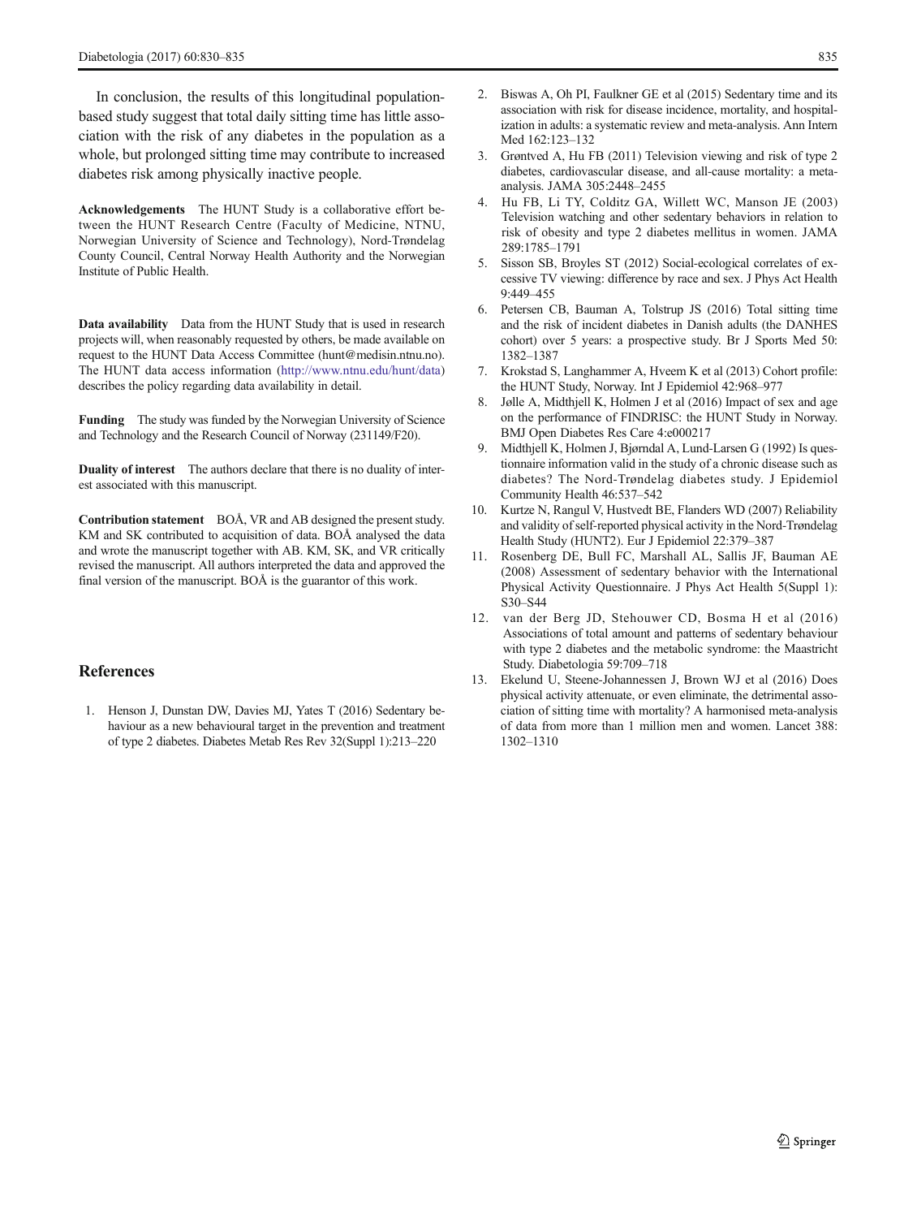In conclusion, the results of this longitudinal population-based study suggest that total daily sitting time has little association with the risk of any diabetes in the population as a whole, but prolonged sitting time may contribute to increased diabetes risk among physically inactive people.

**Acknowledgements** The HUNT Study is a collaborative effort between the HUNT Research Centre (Faculty of Medicine, NTNU, Norwegian University of Science and Technology), Nord-Trøndelag County Council, Central Norway Health Authority and the Norwegian Institute of Public Health.

**Data availability** Data from the HUNT Study that is used in research projects will, when reasonably requested by others, be made available on request to the HUNT Data Access Committee (hunt@medisin.ntnu.no). The HUNT data access information (http://www.ntnu.edu/hunt/data) describes the policy regarding data availability in detail.

**Funding** The study was funded by the Norwegian University of Science and Technology and the Research Council of Norway (231149/F20).

**Duality of interest** The authors declare that there is no duality of interest associated with this manuscript.

**Contribution statement** BOÅ, VR and AB designed the present study. KM and SK contributed to acquisition of data. BOÅ analysed the data and wrote the manuscript together with AB. KM, SK, and VR critically revised the manuscript. All authors interpreted the data and approved the final version of the manuscript. BOÅ is the guarantor of this work.

## References

1. Henson J, Dunstan DW, Davies MJ, Yates T (2016) Sedentary behaviour as a new behavioural target in the prevention and treatment of type 2 diabetes. Diabetes Metab Res Rev 32(Suppl 1):213–220
2. Biswas A, Oh PI, Faulkner GE et al (2015) Sedentary time and its association with risk for disease incidence, mortality, and hospitalization in adults: a systematic review and meta-analysis. Ann Intern Med 162:123–132
3. Grøntved A, Hu FB (2011) Television viewing and risk of type 2 diabetes, cardiovascular disease, and all-cause mortality: a meta-analysis. JAMA 305:2448–2455
4. Hu FB, Li TY, Colditz GA, Willett WC, Manson JE (2003) Television watching and other sedentary behaviors in relation to risk of obesity and type 2 diabetes mellitus in women. JAMA 289:1785–1791
5. Sisson SB, Broyles ST (2012) Social-ecological correlates of excessive TV viewing: difference by race and sex. J Phys Act Health 9:449–455
6. Petersen CB, Bauman A, Tolstrup JS (2016) Total sitting time and the risk of incident diabetes in Danish adults (the DANHES cohort) over 5 years: a prospective study. Br J Sports Med 50: 1382–1387
7. Krokstad S, Langhammer A, Hveem K et al (2013) Cohort profile: the HUNT Study, Norway. Int J Epidemiol 42:968–977
8. Jølle A, Midthjell K, Holmen J et al (2016) Impact of sex and age on the performance of FINDRISC: the HUNT Study in Norway. BMJ Open Diabetes Res Care 4:e000217
9. Midthjell K, Holmen J, Bjørndal A, Lund-Larsen G (1992) Is questionnaire information valid in the study of a chronic disease such as diabetes? The Nord-Trøndelag diabetes study. J Epidemiol Community Health 46:537–542
10. Kurtze N, Rangul V, Hustvedt BE, Flanders WD (2007) Reliability and validity of self-reported physical activity in the Nord-Trøndelag Health Study (HUNT2). Eur J Epidemiol 22:379–387
11. Rosenberg DE, Bull FC, Marshall AL, Sallis JF, Bauman AE (2008) Assessment of sedentary behavior with the International Physical Activity Questionnaire. J Phys Act Health 5(Suppl 1): S30–S44
12. van der Berg JD, Stehouwer CD, Bosma H et al (2016) Associations of total amount and patterns of sedentary behaviour with type 2 diabetes and the metabolic syndrome: the Maastricht Study. Diabetologia 59:709–718
13. Ekelund U, Steene-Johannessen J, Brown WJ et al (2016) Does physical activity attenuate, or even eliminate, the detrimental association of sitting time with mortality? A harmonised meta-analysis of data from more than 1 million men and women. Lancet 388: 1302–1310